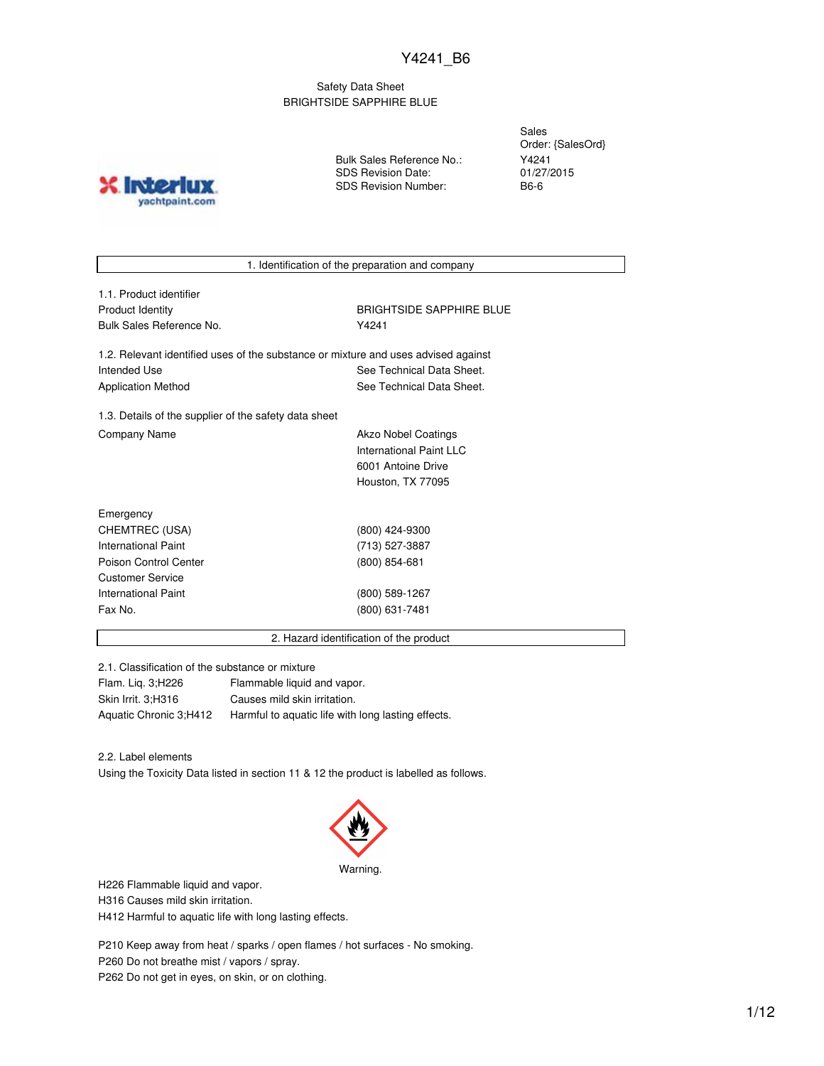Y4241_B6

Safety Data Sheet
BRIGHTSIDE SAPPHIRE BLUE

| | |
|---|---|
| Sales Order: | {SalesOrd} |
| Bulk Sales Reference No.: | Y4241 |
| SDS Revision Date: | 01/27/2015 |
| SDS Revision Number: | B6-6 |

## 1. Identification of the preparation and company

**1.1. Product identifier**

| | |
|---|---|
| Product Identity | BRIGHTSIDE SAPPHIRE BLUE |
| Bulk Sales Reference No. | Y4241 |

**1.2. Relevant identified uses of the substance or mixture and uses advised against**

| | |
|---|---|
| Intended Use | See Technical Data Sheet. |
| Application Method | See Technical Data Sheet. |

**1.3. Details of the supplier of the safety data sheet**

| | |
|---|---|
| Company Name | Akzo Nobel Coatings<br>International Paint LLC<br>6001 Antoine Drive<br>Houston, TX 77095 |

| | |
|---|---|
| Emergency | |
| CHEMTREC (USA) | (800) 424-9300 |
| International Paint | (713) 527-3887 |
| Poison Control Center | (800) 854-681 |
| Customer Service | |
| International Paint | (800) 589-1267 |
| Fax No. | (800) 631-7481 |

## 2. Hazard identification of the product

**2.1. Classification of the substance or mixture**

| | |
|---|---|
| Flam. Liq. 3;H226 | Flammable liquid and vapor. |
| Skin Irrit. 3;H316 | Causes mild skin irritation. |
| Aquatic Chronic 3;H412 | Harmful to aquatic life with long lasting effects. |

**2.2. Label elements**

Using the Toxicity Data listed in section 11 & 12 the product is labelled as follows.

Warning.

H226 Flammable liquid and vapor.
H316 Causes mild skin irritation.
H412 Harmful to aquatic life with long lasting effects.

P210 Keep away from heat / sparks / open flames / hot surfaces - No smoking.
P260 Do not breathe mist / vapors / spray.
P262 Do not get in eyes, on skin, or on clothing.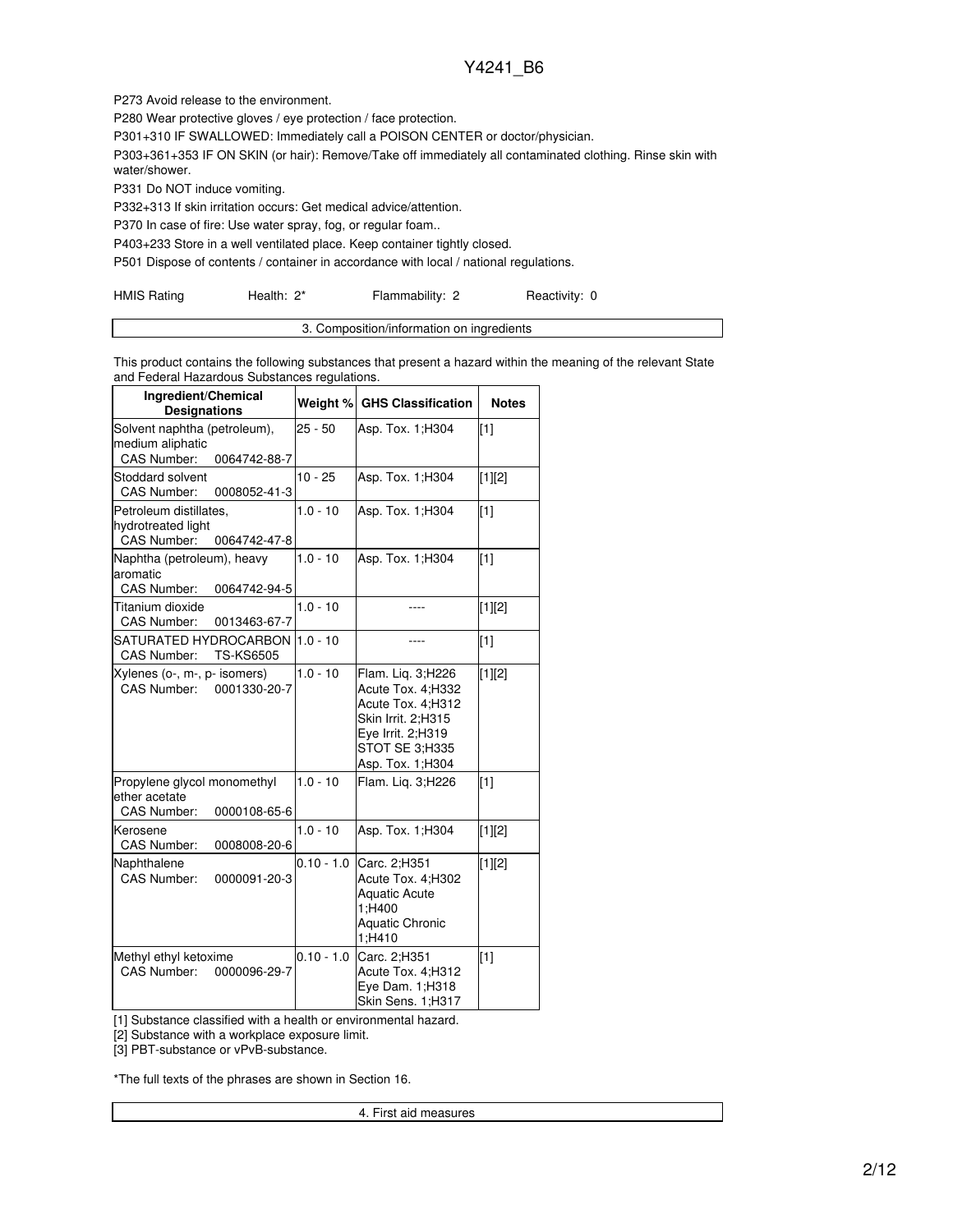P273 Avoid release to the environment.

P280 Wear protective gloves / eye protection / face protection.

P301+310 IF SWALLOWED: Immediately call a POISON CENTER or doctor/physician.

P303+361+353 IF ON SKIN (or hair): Remove/Take off immediately all contaminated clothing. Rinse skin with water/shower.

P331 Do NOT induce vomiting.

P332+313 If skin irritation occurs: Get medical advice/attention.

P370 In case of fire: Use water spray, fog, or regular foam..

P403+233 Store in a well ventilated place. Keep container tightly closed.

P501 Dispose of contents / container in accordance with local / national regulations.

HMIS Rating Health: 2* Flammability: 2 Reactivity: 0

## 3. Composition/information on ingredients

This product contains the following substances that present a hazard within the meaning of the relevant State and Federal Hazardous Substances regulations.

| Ingredient/Chemical Designations | Weight % | GHS Classification | Notes |
|---|---|---|---|
| Solvent naphtha (petroleum), medium aliphatic CAS Number: 0064742-88-7 | 25 - 50 | Asp. Tox. 1;H304 | [1] |
| Stoddard solvent CAS Number: 0008052-41-3 | 10 - 25 | Asp. Tox. 1;H304 | [1][2] |
| Petroleum distillates, hydrotreated light CAS Number: 0064742-47-8 | 1.0 - 10 | Asp. Tox. 1;H304 | [1] |
| Naphtha (petroleum), heavy aromatic CAS Number: 0064742-94-5 | 1.0 - 10 | Asp. Tox. 1;H304 | [1] |
| Titanium dioxide CAS Number: 0013463-67-7 | 1.0 - 10 | ---- | [1][2] |
| SATURATED HYDROCARBON CAS Number: TS-KS6505 | 1.0 - 10 | ---- | [1] |
| Xylenes (o-, m-, p- isomers) CAS Number: 0001330-20-7 | 1.0 - 10 | Flam. Liq. 3;H226 Acute Tox. 4;H332 Acute Tox. 4;H312 Skin Irrit. 2;H315 Eye Irrit. 2;H319 STOT SE 3;H335 Asp. Tox. 1;H304 | [1][2] |
| Propylene glycol monomethyl ether acetate CAS Number: 0000108-65-6 | 1.0 - 10 | Flam. Liq. 3;H226 | [1] |
| Kerosene CAS Number: 0008008-20-6 | 1.0 - 10 | Asp. Tox. 1;H304 | [1][2] |
| Naphthalene CAS Number: 0000091-20-3 | 0.10 - 1.0 | Carc. 2;H351 Acute Tox. 4;H302 Aquatic Acute 1;H400 Aquatic Chronic 1;H410 | [1][2] |
| Methyl ethyl ketoxime CAS Number: 0000096-29-7 | 0.10 - 1.0 | Carc. 2;H351 Acute Tox. 4;H312 Eye Dam. 1;H318 Skin Sens. 1;H317 | [1] |

[1] Substance classified with a health or environmental hazard.

[2] Substance with a workplace exposure limit.

[3] PBT-substance or vPvB-substance.

*The full texts of the phrases are shown in Section 16.

## 4. First aid measures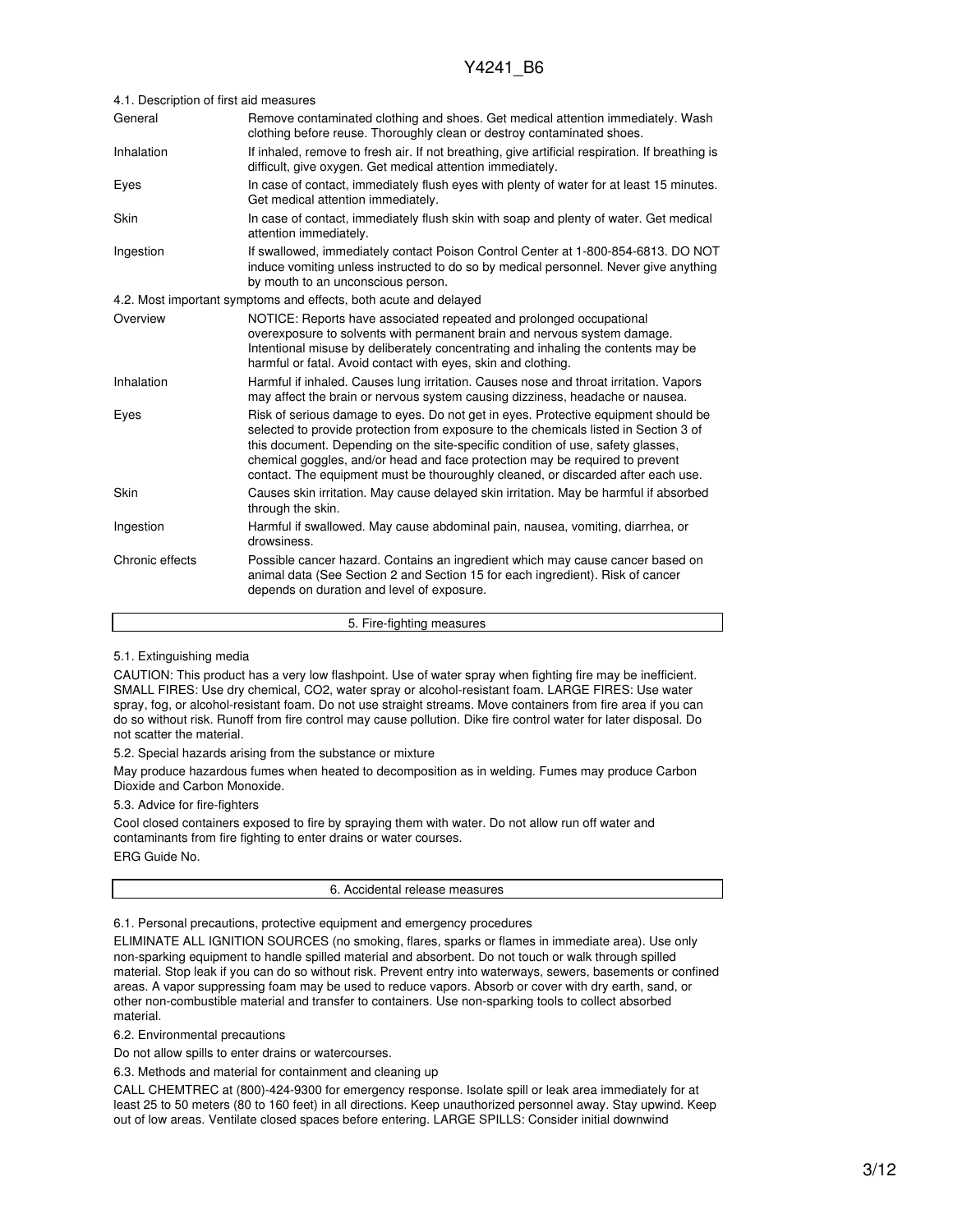4.1. Description of first aid measures

| | |
|---|---|
| General | Remove contaminated clothing and shoes. Get medical attention immediately. Wash clothing before reuse. Thoroughly clean or destroy contaminated shoes. |
| Inhalation | If inhaled, remove to fresh air. If not breathing, give artificial respiration. If breathing is difficult, give oxygen. Get medical attention immediately. |
| Eyes | In case of contact, immediately flush eyes with plenty of water for at least 15 minutes. Get medical attention immediately. |
| Skin | In case of contact, immediately flush skin with soap and plenty of water. Get medical attention immediately. |
| Ingestion | If swallowed, immediately contact Poison Control Center at 1-800-854-6813. DO NOT induce vomiting unless instructed to do so by medical personnel. Never give anything by mouth to an unconscious person. |

4.2. Most important symptoms and effects, both acute and delayed

| | |
|---|---|
| Overview | NOTICE: Reports have associated repeated and prolonged occupational overexposure to solvents with permanent brain and nervous system damage. Intentional misuse by deliberately concentrating and inhaling the contents may be harmful or fatal. Avoid contact with eyes, skin and clothing. |
| Inhalation | Harmful if inhaled. Causes lung irritation. Causes nose and throat irritation. Vapors may affect the brain or nervous system causing dizziness, headache or nausea. |
| Eyes | Risk of serious damage to eyes. Do not get in eyes. Protective equipment should be selected to provide protection from exposure to the chemicals listed in Section 3 of this document. Depending on the site-specific condition of use, safety glasses, chemical goggles, and/or head and face protection may be required to prevent contact. The equipment must be thouroughly cleaned, or discarded after each use. |
| Skin | Causes skin irritation. May cause delayed skin irritation. May be harmful if absorbed through the skin. |
| Ingestion | Harmful if swallowed. May cause abdominal pain, nausea, vomiting, diarrhea, or drowsiness. |
| Chronic effects | Possible cancer hazard. Contains an ingredient which may cause cancer based on animal data (See Section 2 and Section 15 for each ingredient). Risk of cancer depends on duration and level of exposure. |

## 5. Fire-fighting measures

5.1. Extinguishing media

CAUTION: This product has a very low flashpoint. Use of water spray when fighting fire may be inefficient. SMALL FIRES: Use dry chemical, CO2, water spray or alcohol-resistant foam. LARGE FIRES: Use water spray, fog, or alcohol-resistant foam. Do not use straight streams. Move containers from fire area if you can do so without risk. Runoff from fire control may cause pollution. Dike fire control water for later disposal. Do not scatter the material.

5.2. Special hazards arising from the substance or mixture

May produce hazardous fumes when heated to decomposition as in welding. Fumes may produce Carbon Dioxide and Carbon Monoxide.

5.3. Advice for fire-fighters

Cool closed containers exposed to fire by spraying them with water. Do not allow run off water and contaminants from fire fighting to enter drains or water courses.

ERG Guide No.

## 6. Accidental release measures

6.1. Personal precautions, protective equipment and emergency procedures

ELIMINATE ALL IGNITION SOURCES (no smoking, flares, sparks or flames in immediate area). Use only non-sparking equipment to handle spilled material and absorbent. Do not touch or walk through spilled material. Stop leak if you can do so without risk. Prevent entry into waterways, sewers, basements or confined areas. A vapor suppressing foam may be used to reduce vapors. Absorb or cover with dry earth, sand, or other non-combustible material and transfer to containers. Use non-sparking tools to collect absorbed material.

6.2. Environmental precautions

Do not allow spills to enter drains or watercourses.

6.3. Methods and material for containment and cleaning up

CALL CHEMTREC at (800)-424-9300 for emergency response. Isolate spill or leak area immediately for at least 25 to 50 meters (80 to 160 feet) in all directions. Keep unauthorized personnel away. Stay upwind. Keep out of low areas. Ventilate closed spaces before entering. LARGE SPILLS: Consider initial downwind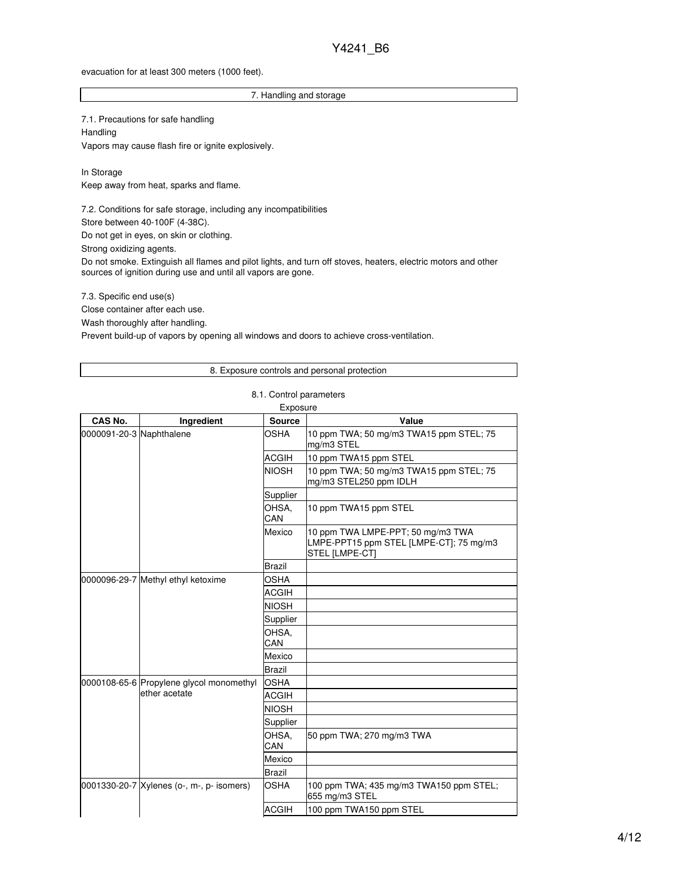evacuation for at least 300 meters (1000 feet).

## 7. Handling and storage

7.1. Precautions for safe handling

Handling

Vapors may cause flash fire or ignite explosively.

In Storage

Keep away from heat, sparks and flame.

7.2. Conditions for safe storage, including any incompatibilities

Store between 40-100F (4-38C).

Do not get in eyes, on skin or clothing.

Strong oxidizing agents.

Do not smoke. Extinguish all flames and pilot lights, and turn off stoves, heaters, electric motors and other sources of ignition during use and until all vapors are gone.

7.3. Specific end use(s)

Close container after each use.

Wash thoroughly after handling.

Prevent build-up of vapors by opening all windows and doors to achieve cross-ventilation.

## 8. Exposure controls and personal protection

8.1. Control parameters

Exposure

| CAS No. | Ingredient | Source | Value |
|---|---|---|---|
| 0000091-20-3 | Naphthalene | OSHA | 10 ppm TWA; 50 mg/m3 TWA15 ppm STEL; 75 mg/m3 STEL |
| | | ACGIH | 10 ppm TWA15 ppm STEL |
| | | NIOSH | 10 ppm TWA; 50 mg/m3 TWA15 ppm STEL; 75 mg/m3 STEL250 ppm IDLH |
| | | Supplier | |
| | | OHSA, CAN | 10 ppm TWA15 ppm STEL |
| | | Mexico | 10 ppm TWA LMPE-PPT; 50 mg/m3 TWA LMPE-PPT15 ppm STEL [LMPE-CT]; 75 mg/m3 STEL [LMPE-CT] |
| | | Brazil | |
| 0000096-29-7 | Methyl ethyl ketoxime | OSHA | |
| | | ACGIH | |
| | | NIOSH | |
| | | Supplier | |
| | | OHSA, CAN | |
| | | Mexico | |
| | | Brazil | |
| 0000108-65-6 | Propylene glycol monomethyl ether acetate | OSHA | |
| | | ACGIH | |
| | | NIOSH | |
| | | Supplier | |
| | | OHSA, CAN | 50 ppm TWA; 270 mg/m3 TWA |
| | | Mexico | |
| | | Brazil | |
| 0001330-20-7 | Xylenes (o-, m-, p- isomers) | OSHA | 100 ppm TWA; 435 mg/m3 TWA150 ppm STEL; 655 mg/m3 STEL |
| | | ACGIH | 100 ppm TWA150 ppm STEL |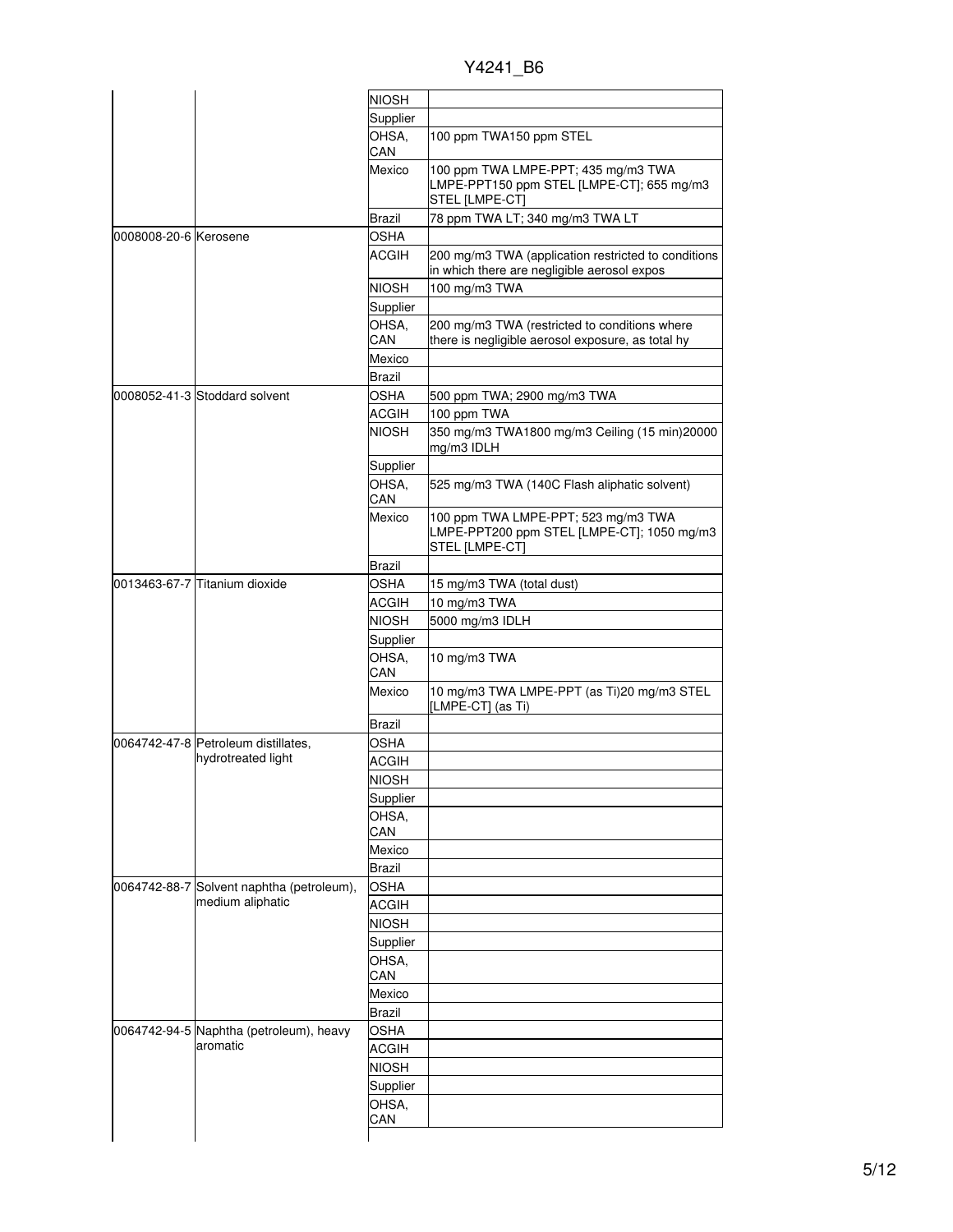| | | | |
|---|---|---|---|
| | | NIOSH | |
| | | Supplier | |
| | | OHSA, CAN | 100 ppm TWA150 ppm STEL |
| | | Mexico | 100 ppm TWA LMPE-PPT; 435 mg/m3 TWA LMPE-PPT150 ppm STEL [LMPE-CT]; 655 mg/m3 STEL [LMPE-CT] |
| | | Brazil | 78 ppm TWA LT; 340 mg/m3 TWA LT |
| 0008008-20-6 | Kerosene | OSHA | |
| | | ACGIH | 200 mg/m3 TWA (application restricted to conditions in which there are negligible aerosol expos |
| | | NIOSH | 100 mg/m3 TWA |
| | | Supplier | |
| | | OHSA, CAN | 200 mg/m3 TWA (restricted to conditions where there is negligible aerosol exposure, as total hy |
| | | Mexico | |
| | | Brazil | |
| 0008052-41-3 | Stoddard solvent | OSHA | 500 ppm TWA; 2900 mg/m3 TWA |
| | | ACGIH | 100 ppm TWA |
| | | NIOSH | 350 mg/m3 TWA1800 mg/m3 Ceiling (15 min)20000 mg/m3 IDLH |
| | | Supplier | |
| | | OHSA, CAN | 525 mg/m3 TWA (140C Flash aliphatic solvent) |
| | | Mexico | 100 ppm TWA LMPE-PPT; 523 mg/m3 TWA LMPE-PPT200 ppm STEL [LMPE-CT]; 1050 mg/m3 STEL [LMPE-CT] |
| | | Brazil | |
| 0013463-67-7 | Titanium dioxide | OSHA | 15 mg/m3 TWA (total dust) |
| | | ACGIH | 10 mg/m3 TWA |
| | | NIOSH | 5000 mg/m3 IDLH |
| | | Supplier | |
| | | OHSA, CAN | 10 mg/m3 TWA |
| | | Mexico | 10 mg/m3 TWA LMPE-PPT (as Ti)20 mg/m3 STEL [LMPE-CT] (as Ti) |
| | | Brazil | |
| 0064742-47-8 | Petroleum distillates, hydrotreated light | OSHA | |
| | | ACGIH | |
| | | NIOSH | |
| | | Supplier | |
| | | OHSA, CAN | |
| | | Mexico | |
| | | Brazil | |
| 0064742-88-7 | Solvent naphtha (petroleum), medium aliphatic | OSHA | |
| | | ACGIH | |
| | | NIOSH | |
| | | Supplier | |
| | | OHSA, CAN | |
| | | Mexico | |
| | | Brazil | |
| 0064742-94-5 | Naphtha (petroleum), heavy aromatic | OSHA | |
| | | ACGIH | |
| | | NIOSH | |
| | | Supplier | |
| | | OHSA, CAN | |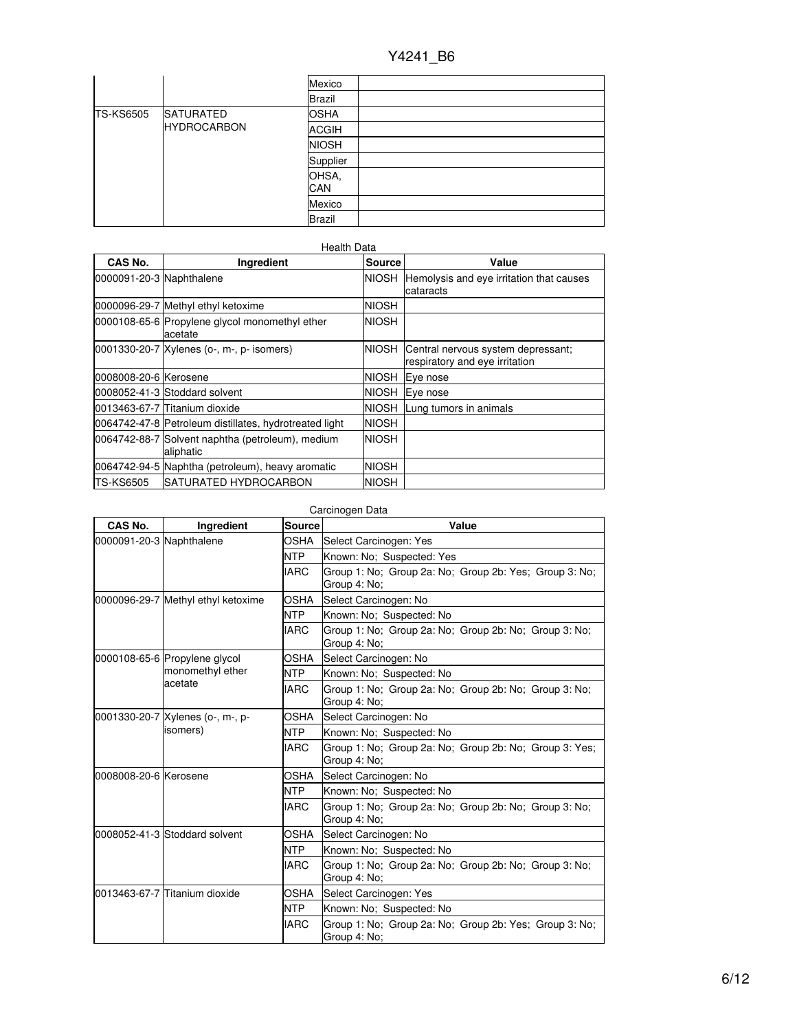| | | Mexico | |
|---|---|---|---|
| | | Brazil | |
| TS-KS6505 | SATURATED HYDROCARBON | OSHA | |
| | | ACGIH | |
| | | NIOSH | |
| | | Supplier | |
| | | OHSA, CAN | |
| | | Mexico | |
| | | Brazil | |

Health Data

| CAS No. | Ingredient | Source | Value |
|---|---|---|---|
| 0000091-20-3 | Naphthalene | NIOSH | Hemolysis and eye irritation that causes cataracts |
| 0000096-29-7 | Methyl ethyl ketoxime | NIOSH | |
| 0000108-65-6 | Propylene glycol monomethyl ether acetate | NIOSH | |
| 0001330-20-7 | Xylenes (o-, m-, p- isomers) | NIOSH | Central nervous system depressant; respiratory and eye irritation |
| 0008008-20-6 | Kerosene | NIOSH | Eye nose |
| 0008052-41-3 | Stoddard solvent | NIOSH | Eye nose |
| 0013463-67-7 | Titanium dioxide | NIOSH | Lung tumors in animals |
| 0064742-47-8 | Petroleum distillates, hydrotreated light | NIOSH | |
| 0064742-88-7 | Solvent naphtha (petroleum), medium aliphatic | NIOSH | |
| 0064742-94-5 | Naphtha (petroleum), heavy aromatic | NIOSH | |
| TS-KS6505 | SATURATED HYDROCARBON | NIOSH | |

Carcinogen Data

| CAS No. | Ingredient | Source | Value |
|---|---|---|---|
| 0000091-20-3 | Naphthalene | OSHA | Select Carcinogen: Yes |
| | | NTP | Known: No; Suspected: Yes |
| | | IARC | Group 1: No; Group 2a: No; Group 2b: Yes; Group 3: No; Group 4: No; |
| 0000096-29-7 | Methyl ethyl ketoxime | OSHA | Select Carcinogen: No |
| | | NTP | Known: No; Suspected: No |
| | | IARC | Group 1: No; Group 2a: No; Group 2b: No; Group 3: No; Group 4: No; |
| 0000108-65-6 | Propylene glycol monomethyl ether acetate | OSHA | Select Carcinogen: No |
| | | NTP | Known: No; Suspected: No |
| | | IARC | Group 1: No; Group 2a: No; Group 2b: No; Group 3: No; Group 4: No; |
| 0001330-20-7 | Xylenes (o-, m-, p- isomers) | OSHA | Select Carcinogen: No |
| | | NTP | Known: No; Suspected: No |
| | | IARC | Group 1: No; Group 2a: No; Group 2b: No; Group 3: Yes; Group 4: No; |
| 0008008-20-6 | Kerosene | OSHA | Select Carcinogen: No |
| | | NTP | Known: No; Suspected: No |
| | | IARC | Group 1: No; Group 2a: No; Group 2b: No; Group 3: No; Group 4: No; |
| 0008052-41-3 | Stoddard solvent | OSHA | Select Carcinogen: No |
| | | NTP | Known: No; Suspected: No |
| | | IARC | Group 1: No; Group 2a: No; Group 2b: No; Group 3: No; Group 4: No; |
| 0013463-67-7 | Titanium dioxide | OSHA | Select Carcinogen: Yes |
| | | NTP | Known: No; Suspected: No |
| | | IARC | Group 1: No; Group 2a: No; Group 2b: Yes; Group 3: No; Group 4: No; |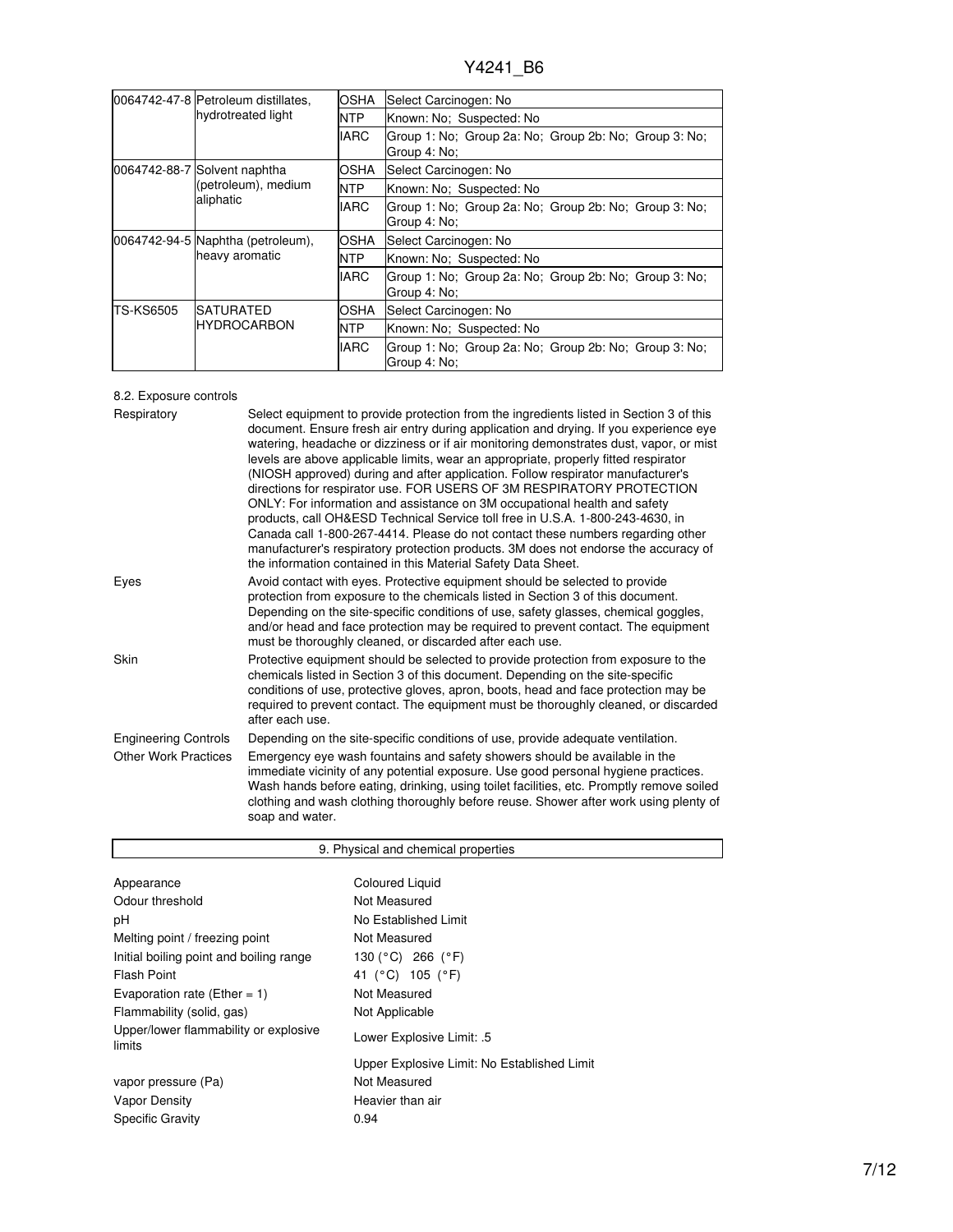| | | | |
|---|---|---|---|
| 0064742-47-8 | Petroleum distillates, hydrotreated light | OSHA | Select Carcinogen: No |
| | | NTP | Known: No; Suspected: No |
| | | IARC | Group 1: No; Group 2a: No; Group 2b: No; Group 3: No; Group 4: No; |
| 0064742-88-7 | Solvent naphtha (petroleum), medium aliphatic | OSHA | Select Carcinogen: No |
| | | NTP | Known: No; Suspected: No |
| | | IARC | Group 1: No; Group 2a: No; Group 2b: No; Group 3: No; Group 4: No; |
| 0064742-94-5 | Naphtha (petroleum), heavy aromatic | OSHA | Select Carcinogen: No |
| | | NTP | Known: No; Suspected: No |
| | | IARC | Group 1: No; Group 2a: No; Group 2b: No; Group 3: No; Group 4: No; |
| TS-KS6505 | SATURATED HYDROCARBON | OSHA | Select Carcinogen: No |
| | | NTP | Known: No; Suspected: No |
| | | IARC | Group 1: No; Group 2a: No; Group 2b: No; Group 3: No; Group 4: No; |

### 8.2. Exposure controls

**Respiratory** Select equipment to provide protection from the ingredients listed in Section 3 of this document. Ensure fresh air entry during application and drying. If you experience eye watering, headache or dizziness or if air monitoring demonstrates dust, vapor, or mist levels are above applicable limits, wear an appropriate, properly fitted respirator (NIOSH approved) during and after application. Follow respirator manufacturer's directions for respirator use. FOR USERS OF 3M RESPIRATORY PROTECTION ONLY: For information and assistance on 3M occupational health and safety products, call OH&ESD Technical Service toll free in U.S.A. 1-800-243-4630, in Canada call 1-800-267-4414. Please do not contact these numbers regarding other manufacturer's respiratory protection products. 3M does not endorse the accuracy of the information contained in this Material Safety Data Sheet.

**Eyes** Avoid contact with eyes. Protective equipment should be selected to provide protection from exposure to the chemicals listed in Section 3 of this document. Depending on the site-specific conditions of use, safety glasses, chemical goggles, and/or head and face protection may be required to prevent contact. The equipment must be thoroughly cleaned, or discarded after each use.

**Skin** Protective equipment should be selected to provide protection from exposure to the chemicals listed in Section 3 of this document. Depending on the site-specific conditions of use, protective gloves, apron, boots, head and face protection may be required to prevent contact. The equipment must be thoroughly cleaned, or discarded after each use.

**Engineering Controls** Depending on the site-specific conditions of use, provide adequate ventilation.

**Other Work Practices** Emergency eye wash fountains and safety showers should be available in the immediate vicinity of any potential exposure. Use good personal hygiene practices. Wash hands before eating, drinking, using toilet facilities, etc. Promptly remove soiled clothing and wash clothing thoroughly before reuse. Shower after work using plenty of soap and water.

## 9. Physical and chemical properties

| | |
|---|---|
| Appearance | Coloured Liquid |
| Odour threshold | Not Measured |
| pH | No Established Limit |
| Melting point / freezing point | Not Measured |
| Initial boiling point and boiling range | 130 (°C) 266 (°F) |
| Flash Point | 41 (°C) 105 (°F) |
| Evaporation rate (Ether = 1) | Not Measured |
| Flammability (solid, gas) | Not Applicable |
| Upper/lower flammability or explosive limits | Lower Explosive Limit: .5 |
| | Upper Explosive Limit: No Established Limit |
| vapor pressure (Pa) | Not Measured |
| Vapor Density | Heavier than air |
| Specific Gravity | 0.94 |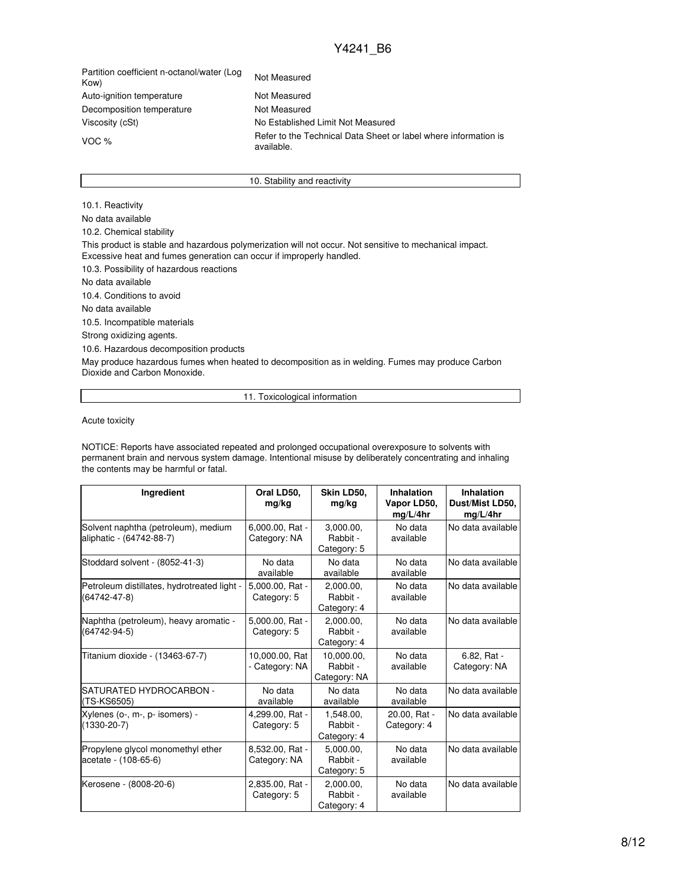| | |
|---|---|
| Partition coefficient n-octanol/water (Log Kow) | Not Measured |
| Auto-ignition temperature | Not Measured |
| Decomposition temperature | Not Measured |
| Viscosity (cSt) | No Established Limit Not Measured |
| VOC % | Refer to the Technical Data Sheet or label where information is available. |

## 10. Stability and reactivity

10.1. Reactivity

No data available

10.2. Chemical stability

This product is stable and hazardous polymerization will not occur. Not sensitive to mechanical impact. Excessive heat and fumes generation can occur if improperly handled.

10.3. Possibility of hazardous reactions

No data available

10.4. Conditions to avoid

No data available

10.5. Incompatible materials

Strong oxidizing agents.

10.6. Hazardous decomposition products

May produce hazardous fumes when heated to decomposition as in welding. Fumes may produce Carbon Dioxide and Carbon Monoxide.

## 11. Toxicological information

Acute toxicity

NOTICE: Reports have associated repeated and prolonged occupational overexposure to solvents with permanent brain and nervous system damage. Intentional misuse by deliberately concentrating and inhaling the contents may be harmful or fatal.

| Ingredient | Oral LD50, mg/kg | Skin LD50, mg/kg | Inhalation Vapor LD50, mg/L/4hr | Inhalation Dust/Mist LD50, mg/L/4hr |
|---|---|---|---|---|
| Solvent naphtha (petroleum), medium aliphatic - (64742-88-7) | 6,000.00, Rat - Category: NA | 3,000.00, Rabbit - Category: 5 | No data available | No data available |
| Stoddard solvent - (8052-41-3) | No data available | No data available | No data available | No data available |
| Petroleum distillates, hydrotreated light - (64742-47-8) | 5,000.00, Rat - Category: 5 | 2,000.00, Rabbit - Category: 4 | No data available | No data available |
| Naphtha (petroleum), heavy aromatic - (64742-94-5) | 5,000.00, Rat - Category: 5 | 2,000.00, Rabbit - Category: 4 | No data available | No data available |
| Titanium dioxide - (13463-67-7) | 10,000.00, Rat - Category: NA | 10,000.00, Rabbit - Category: NA | No data available | 6.82, Rat - Category: NA |
| SATURATED HYDROCARBON - (TS-KS6505) | No data available | No data available | No data available | No data available |
| Xylenes (o-, m-, p- isomers) - (1330-20-7) | 4,299.00, Rat - Category: 5 | 1,548.00, Rabbit - Category: 4 | 20.00, Rat - Category: 4 | No data available |
| Propylene glycol monomethyl ether acetate - (108-65-6) | 8,532.00, Rat - Category: NA | 5,000.00, Rabbit - Category: 5 | No data available | No data available |
| Kerosene - (8008-20-6) | 2,835.00, Rat - Category: 5 | 2,000.00, Rabbit - Category: 4 | No data available | No data available |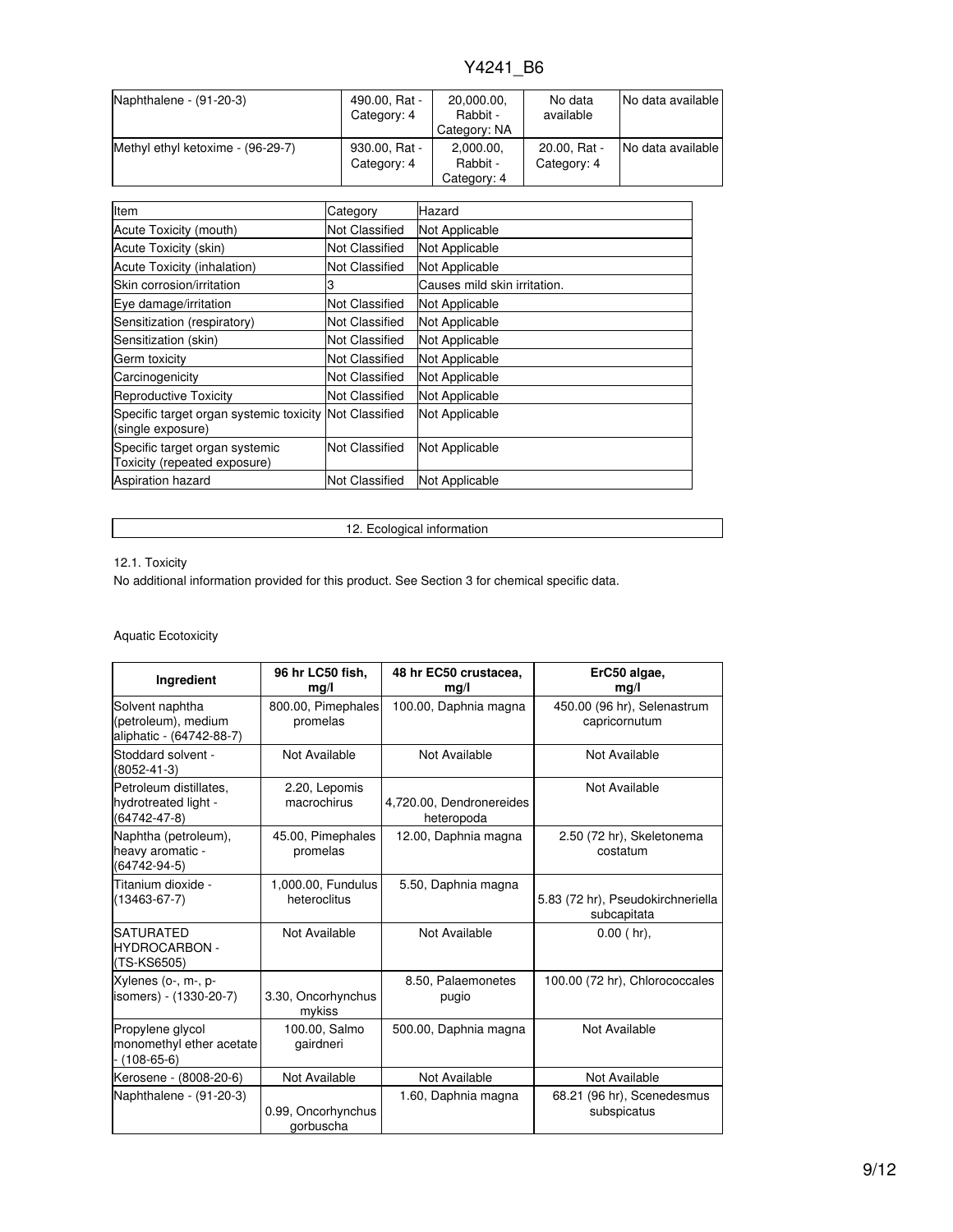| | | | | |
|---|---|---|---|---|
| Naphthalene - (91-20-3) | 490.00, Rat - Category: 4 | 20,000.00, Rabbit - Category: NA | No data available | No data available |
| Methyl ethyl ketoxime - (96-29-7) | 930.00, Rat - Category: 4 | 2,000.00, Rabbit - Category: 4 | 20.00, Rat - Category: 4 | No data available |

| Item | Category | Hazard |
|---|---|---|
| Acute Toxicity (mouth) | Not Classified | Not Applicable |
| Acute Toxicity (skin) | Not Classified | Not Applicable |
| Acute Toxicity (inhalation) | Not Classified | Not Applicable |
| Skin corrosion/irritation | 3 | Causes mild skin irritation. |
| Eye damage/irritation | Not Classified | Not Applicable |
| Sensitization (respiratory) | Not Classified | Not Applicable |
| Sensitization (skin) | Not Classified | Not Applicable |
| Germ toxicity | Not Classified | Not Applicable |
| Carcinogenicity | Not Classified | Not Applicable |
| Reproductive Toxicity | Not Classified | Not Applicable |
| Specific target organ systemic toxicity (single exposure) | Not Classified | Not Applicable |
| Specific target organ systemic Toxicity (repeated exposure) | Not Classified | Not Applicable |
| Aspiration hazard | Not Classified | Not Applicable |

## 12. Ecological information

12.1. Toxicity

No additional information provided for this product. See Section 3 for chemical specific data.

Aquatic Ecotoxicity

| Ingredient | 96 hr LC50 fish, mg/l | 48 hr EC50 crustacea, mg/l | ErC50 algae, mg/l |
|---|---|---|---|
| Solvent naphtha (petroleum), medium aliphatic - (64742-88-7) | 800.00, Pimephales promelas | 100.00, Daphnia magna | 450.00 (96 hr), Selenastrum capricornutum |
| Stoddard solvent - (8052-41-3) | Not Available | Not Available | Not Available |
| Petroleum distillates, hydrotreated light - (64742-47-8) | 2.20, Lepomis macrochirus | 4,720.00, Dendronereides heteropoda | Not Available |
| Naphtha (petroleum), heavy aromatic - (64742-94-5) | 45.00, Pimephales promelas | 12.00, Daphnia magna | 2.50 (72 hr), Skeletonema costatum |
| Titanium dioxide - (13463-67-7) | 1,000.00, Fundulus heteroclitus | 5.50, Daphnia magna | 5.83 (72 hr), Pseudokirchneriella subcapitata |
| SATURATED HYDROCARBON - (TS-KS6505) | Not Available | Not Available | 0.00 ( hr), |
| Xylenes (o-, m-, p- isomers) - (1330-20-7) | 3.30, Oncorhynchus mykiss | 8.50, Palaemonetes pugio | 100.00 (72 hr), Chlorococcales |
| Propylene glycol monomethyl ether acetate - (108-65-6) | 100.00, Salmo gairdneri | 500.00, Daphnia magna | Not Available |
| Kerosene - (8008-20-6) | Not Available | Not Available | Not Available |
| Naphthalene - (91-20-3) | 0.99, Oncorhynchus gorbuscha | 1.60, Daphnia magna | 68.21 (96 hr), Scenedesmus subspicatus |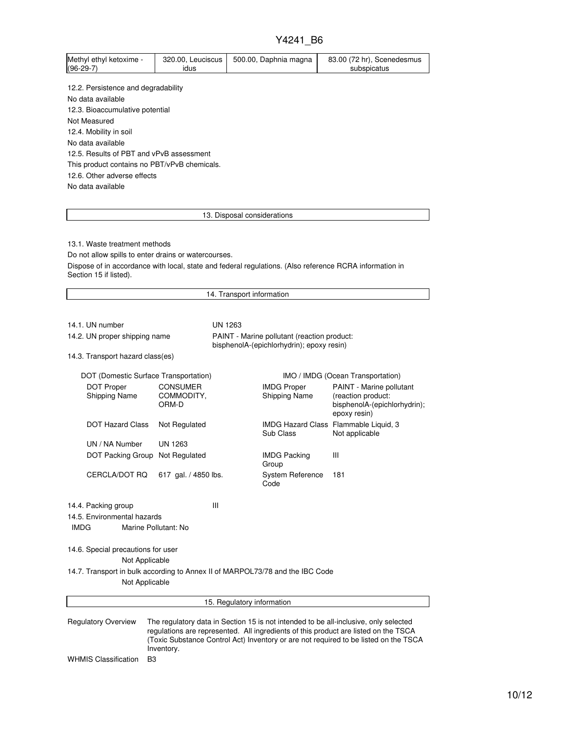| Methyl ethyl ketoxime - (96-29-7) | 320.00, Leuciscus idus | 500.00, Daphnia magna | 83.00 (72 hr), Scenedesmus subspicatus |
|---|---|---|---|

12.2. Persistence and degradability

No data available

12.3. Bioaccumulative potential

Not Measured

12.4. Mobility in soil

No data available

12.5. Results of PBT and vPvB assessment

This product contains no PBT/vPvB chemicals.

12.6. Other adverse effects

No data available

## 13. Disposal considerations

13.1. Waste treatment methods

Do not allow spills to enter drains or watercourses.

Dispose of in accordance with local, state and federal regulations. (Also reference RCRA information in Section 15 if listed).

## 14. Transport information

| | |
|---|---|
| 14.1. UN number | UN 1263 |
| 14.2. UN proper shipping name | PAINT - Marine pollutant (reaction product: bisphenolA-(epichlorhydrin); epoxy resin) |

14.3. Transport hazard class(es)

| DOT (Domestic Surface Transportation) | | IMO / IMDG (Ocean Transportation) | |
|---|---|---|---|
| DOT Proper Shipping Name | CONSUMER COMMODITY, ORM-D | IMDG Proper Shipping Name | PAINT - Marine pollutant (reaction product: bisphenolA-(epichlorhydrin); epoxy resin) |
| DOT Hazard Class | Not Regulated | IMDG Hazard Class Sub Class | Flammable Liquid, 3 Not applicable |
| UN / NA Number | UN 1263 | | |
| DOT Packing Group | Not Regulated | IMDG Packing Group | III |
| CERCLA/DOT RQ | 617 gal. / 4850 lbs. | System Reference Code | 181 |

14.4. Packing group III

14.5. Environmental hazards

IMDG Marine Pollutant: No

14.6. Special precautions for user

Not Applicable

14.7. Transport in bulk according to Annex II of MARPOL73/78 and the IBC Code

Not Applicable

## 15. Regulatory information

| | |
|---|---|
| Regulatory Overview | The regulatory data in Section 15 is not intended to be all-inclusive, only selected regulations are represented. All ingredients of this product are listed on the TSCA (Toxic Substance Control Act) Inventory or are not required to be listed on the TSCA Inventory. |
| WHMIS Classification | B3 |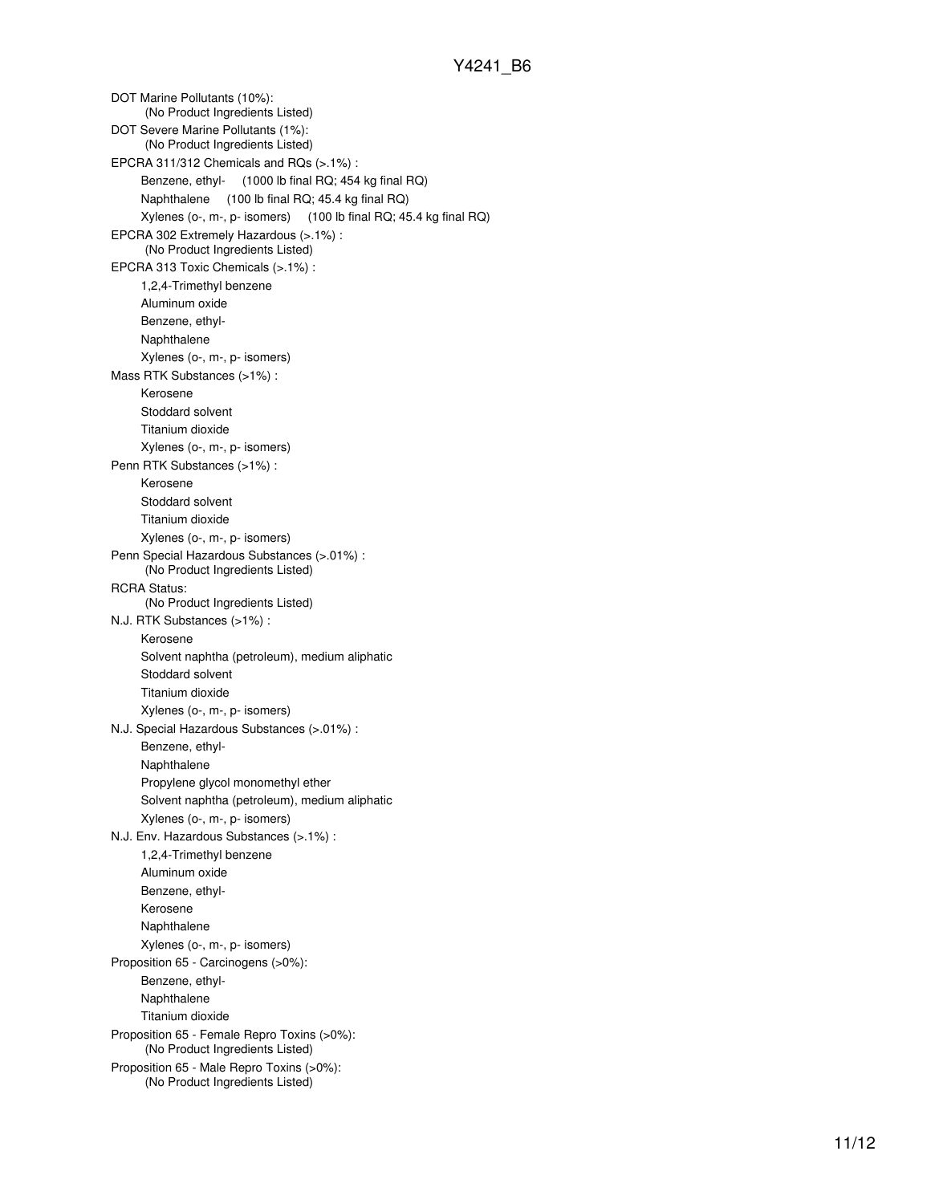DOT Marine Pollutants (10%):
(No Product Ingredients Listed)

DOT Severe Marine Pollutants (1%):
(No Product Ingredients Listed)

EPCRA 311/312 Chemicals and RQs (>.1%) :
- Benzene, ethyl- (1000 lb final RQ; 454 kg final RQ)
- Naphthalene (100 lb final RQ; 45.4 kg final RQ)
- Xylenes (o-, m-, p- isomers) (100 lb final RQ; 45.4 kg final RQ)

EPCRA 302 Extremely Hazardous (>.1%) :
(No Product Ingredients Listed)

EPCRA 313 Toxic Chemicals (>.1%) :
- 1,2,4-Trimethyl benzene
- Aluminum oxide
- Benzene, ethyl-
- Naphthalene
- Xylenes (o-, m-, p- isomers)

Mass RTK Substances (>1%) :
- Kerosene
- Stoddard solvent
- Titanium dioxide
- Xylenes (o-, m-, p- isomers)

Penn RTK Substances (>1%) :
- Kerosene
- Stoddard solvent
- Titanium dioxide
- Xylenes (o-, m-, p- isomers)

Penn Special Hazardous Substances (>.01%) :
(No Product Ingredients Listed)

RCRA Status:
(No Product Ingredients Listed)

N.J. RTK Substances (>1%) :
- Kerosene
- Solvent naphtha (petroleum), medium aliphatic
- Stoddard solvent
- Titanium dioxide
- Xylenes (o-, m-, p- isomers)

N.J. Special Hazardous Substances (>.01%) :
- Benzene, ethyl-
- Naphthalene
- Propylene glycol monomethyl ether
- Solvent naphtha (petroleum), medium aliphatic
- Xylenes (o-, m-, p- isomers)

N.J. Env. Hazardous Substances (>.1%) :
- 1,2,4-Trimethyl benzene
- Aluminum oxide
- Benzene, ethyl-
- Kerosene
- Naphthalene
- Xylenes (o-, m-, p- isomers)

Proposition 65 - Carcinogens (>0%):
- Benzene, ethyl-
- Naphthalene
- Titanium dioxide

Proposition 65 - Female Repro Toxins (>0%):
(No Product Ingredients Listed)

Proposition 65 - Male Repro Toxins (>0%):
(No Product Ingredients Listed)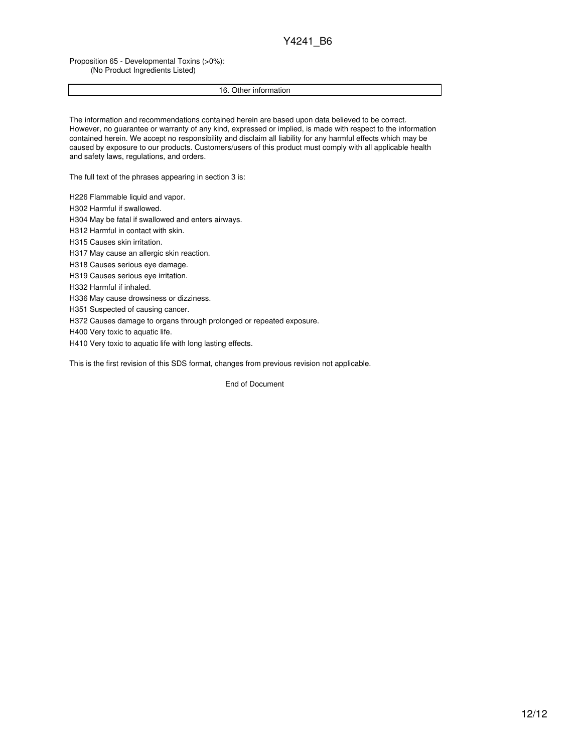Proposition 65 - Developmental Toxins (>0%):
(No Product Ingredients Listed)

## 16. Other information

The information and recommendations contained herein are based upon data believed to be correct. However, no guarantee or warranty of any kind, expressed or implied, is made with respect to the information contained herein. We accept no responsibility and disclaim all liability for any harmful effects which may be caused by exposure to our products. Customers/users of this product must comply with all applicable health and safety laws, regulations, and orders.

The full text of the phrases appearing in section 3 is:

H226 Flammable liquid and vapor.

H302 Harmful if swallowed.

H304 May be fatal if swallowed and enters airways.

H312 Harmful in contact with skin.

H315 Causes skin irritation.

H317 May cause an allergic skin reaction.

H318 Causes serious eye damage.

H319 Causes serious eye irritation.

H332 Harmful if inhaled.

H336 May cause drowsiness or dizziness.

H351 Suspected of causing cancer.

H372 Causes damage to organs through prolonged or repeated exposure.

H400 Very toxic to aquatic life.

H410 Very toxic to aquatic life with long lasting effects.

This is the first revision of this SDS format, changes from previous revision not applicable.

End of Document